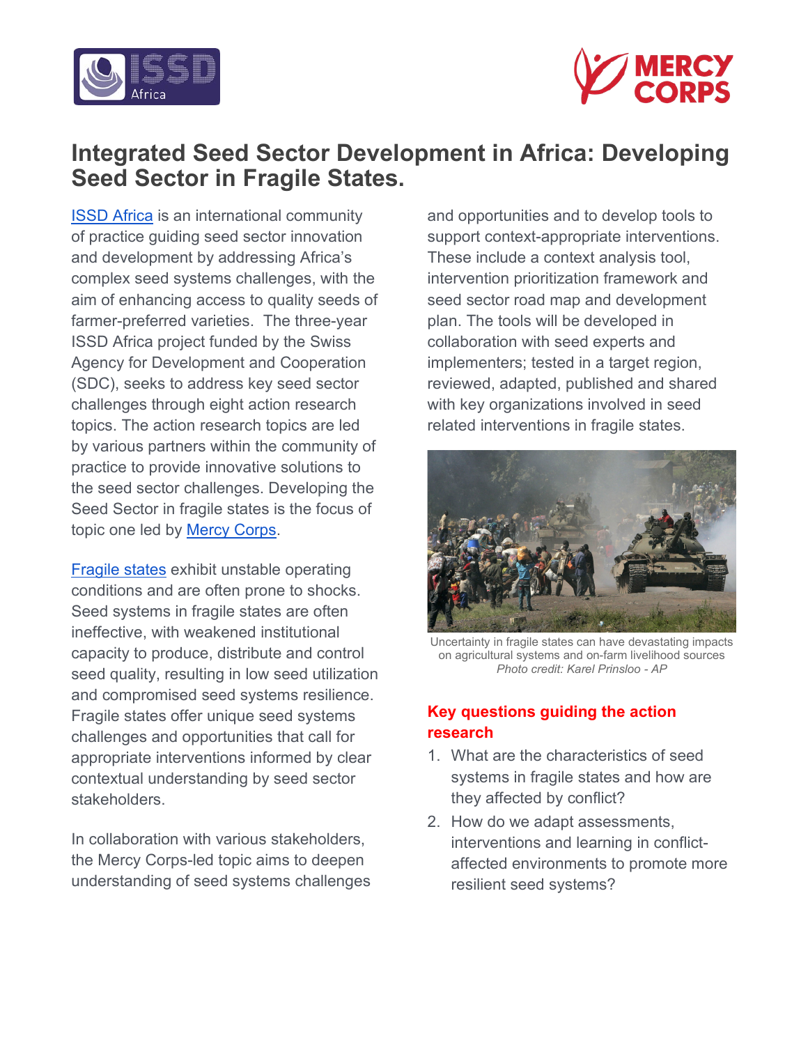# Integrated Seed Sector Development in Africa: Developing Seed Sector in Fragile States.

ISSD Africa is an international community of practice guiding seed sector innovation and development by addressing Africa's complex seed systems challenges, with the aim of enhancing access to quality seeds of farmer-preferred varieties. The three-year ISSD Africa project funded by the Swiss Agency for Development and Cooperation (SDC), seeks to address key seed sector challenges through eight action research topics. The action research topics are led by various partners within the community of practice to provide innovative solutions to the seed sector challenges. Developing the Seed Sector in fragile states is the focus of topic one led by Mercy Corps.

Fragile states exhibit unstable operating conditions and are often prone to shocks. Seed systems in fragile states are often ineffective, with weakened institutional capacity to produce, distribute and control seed quality, resulting in low seed utilization and compromised seed systems resilience. Fragile states offer unique seed systems challenges and opportunities that call for appropriate interventions informed by clear contextual understanding by seed sector stakeholders.

In collaboration with various stakeholders, the Mercy Corps-led topic aims to deepen understanding of seed systems challenges and opportunities and to develop tools to support context-appropriate interventions. These include a context analysis tool, intervention prioritization framework and seed sector road map and development plan. The tools will be developed in collaboration with seed experts and implementers; tested in a target region, reviewed, adapted, published and shared with key organizations involved in seed related interventions in fragile states.

Uncertainty in fragile states can have devastating impacts on agricultural systems and on-farm livelihood sources
*Photo credit: Karel Prinsloo - AP*

## Key questions guiding the action research

1. What are the characteristics of seed systems in fragile states and how are they affected by conflict?
2. How do we adapt assessments, interventions and learning in conflict-affected environments to promote more resilient seed systems?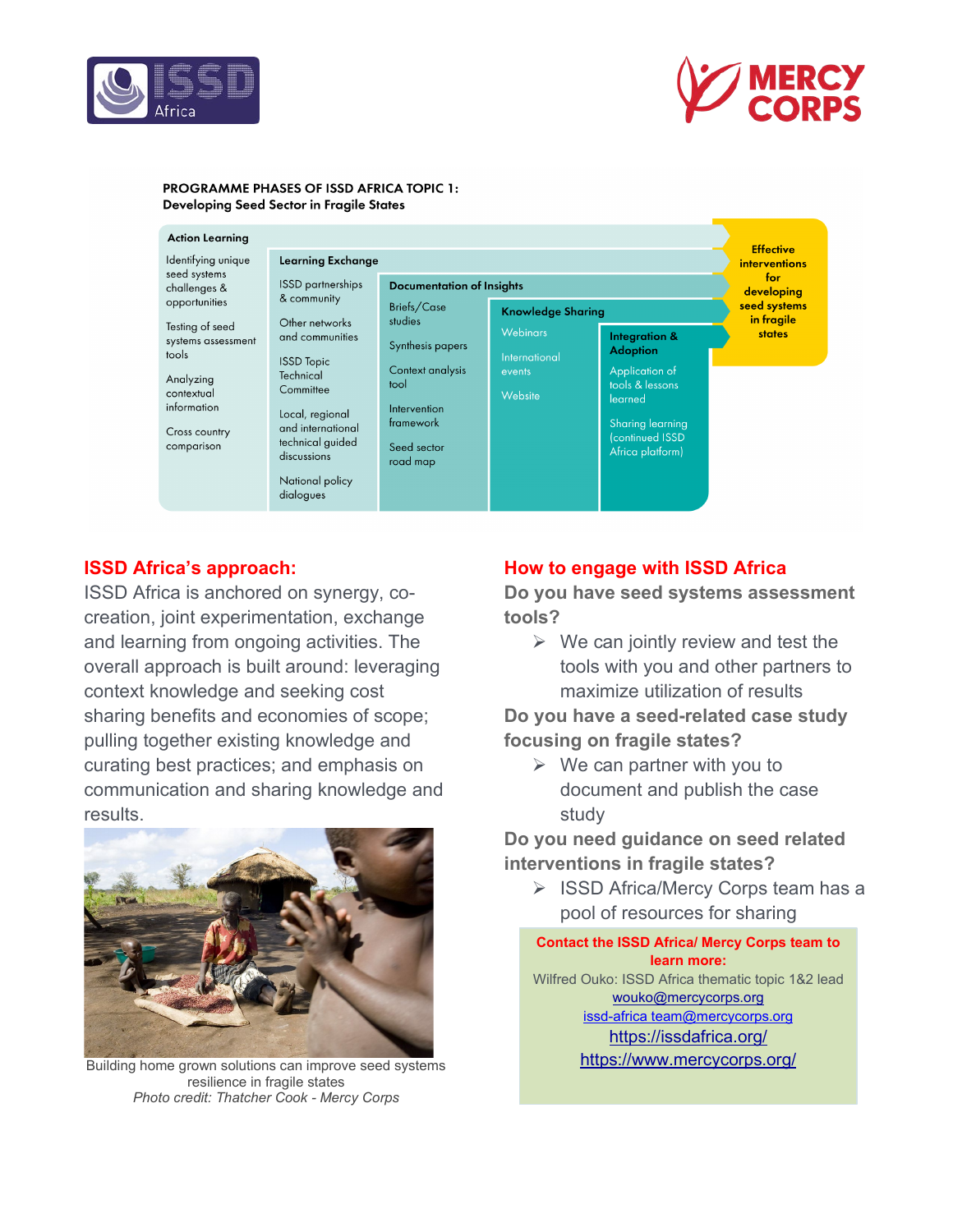**PROGRAMME PHASES OF ISSD AFRICA TOPIC 1:**
**Developing Seed Sector in Fragile States**

Action Learning
- Identifying unique seed systems challenges & opportunities
- Testing of seed systems assessment tools
- Analyzing contextual information
- Cross country comparison

Learning Exchange
- ISSD partnerships & community
- Other networks and communities
- ISSD Topic Technical Committee
- Local, regional and international technical guided discussions
- National policy dialogues

Documentation of Insights
- Briefs/Case studies
- Synthesis papers
- Context analysis tool
- Intervention framework
- Seed sector road map

Knowledge Sharing
- Webinars
- International events
- Website

Integration & Adoption
- Application of tools & lessons learned
- Sharing learning (continued ISSD Africa platform)

Effective interventions for developing seed systems in fragile states

## ISSD Africa's approach:

ISSD Africa is anchored on synergy, co-creation, joint experimentation, exchange and learning from ongoing activities. The overall approach is built around: leveraging context knowledge and seeking cost sharing benefits and economies of scope; pulling together existing knowledge and curating best practices; and emphasis on communication and sharing knowledge and results.

Building home grown solutions can improve seed systems resilience in fragile states
*Photo credit: Thatcher Cook - Mercy Corps*

## How to engage with ISSD Africa

**Do you have seed systems assessment tools?**

- We can jointly review and test the tools with you and other partners to maximize utilization of results

**Do you have a seed-related case study focusing on fragile states?**

- We can partner with you to document and publish the case study

**Do you need guidance on seed related interventions in fragile states?**

- ISSD Africa/Mercy Corps team has a pool of resources for sharing

**Contact the ISSD Africa/ Mercy Corps team to learn more:**

Wilfred Ouko: ISSD Africa thematic topic 1&2 lead
wouko@mercycorps.org
issd-africa team@mercycorps.org
https://issdafrica.org/
https://www.mercycorps.org/